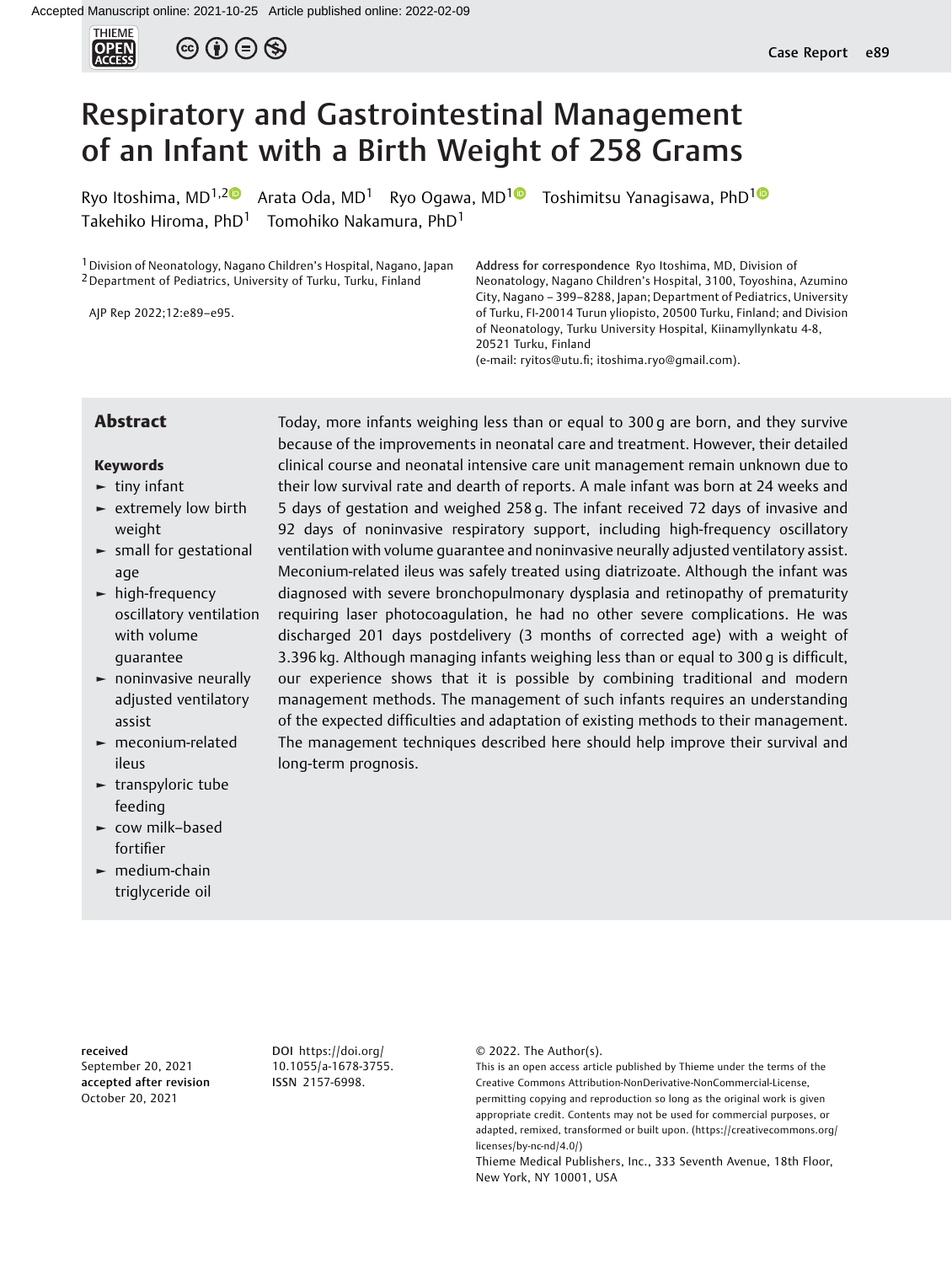# Respiratory and Gastrointestinal Management of an Infant with a Birth Weight of 258 Grams

Ryo Itoshima, MD[1,2] Arata Oda, MD[1] Ryo Ogawa, MD[1] Toshimitsu Yanagisawa, PhD[1] Takehiko Hiroma, PhD[1] Tomohiko Nakamura, PhD[1]

[1] Division of Neonatology, Nagano Children's Hospital, Nagano, Japan
[2] Department of Pediatrics, University of Turku, Turku, Finland

AJP Rep 2022;12:e89–e95.

**Address for correspondence** Ryo Itoshima, MD, Division of Neonatology, Nagano Children's Hospital, 3100, Toyoshina, Azumino City, Nagano – 399–8288, Japan; Department of Pediatrics, University of Turku, FI-20014 Turun yliopisto, 20500 Turku, Finland; and Division of Neonatology, Turku University Hospital, Kiinamyllynkatu 4-8, 20521 Turku, Finland
(e-mail: ryitos@utu.fi; itoshima.ryo@gmail.com).

## Abstract

Today, more infants weighing less than or equal to 300 g are born, and they survive because of the improvements in neonatal care and treatment. However, their detailed clinical course and neonatal intensive care unit management remain unknown due to their low survival rate and dearth of reports. A male infant was born at 24 weeks and 5 days of gestation and weighed 258 g. The infant received 72 days of invasive and 92 days of noninvasive respiratory support, including high-frequency oscillatory ventilation with volume guarantee and noninvasive neurally adjusted ventilatory assist. Meconium-related ileus was safely treated using diatrizoate. Although the infant was diagnosed with severe bronchopulmonary dysplasia and retinopathy of prematurity requiring laser photocoagulation, he had no other severe complications. He was discharged 201 days postdelivery (3 months of corrected age) with a weight of 3.396 kg. Although managing infants weighing less than or equal to 300 g is difficult, our experience shows that it is possible by combining traditional and modern management methods. The management of such infants requires an understanding of the expected difficulties and adaptation of existing methods to their management. The management techniques described here should help improve their survival and long-term prognosis.

### Keywords

- tiny infant
- extremely low birth weight
- small for gestational age
- high-frequency oscillatory ventilation with volume guarantee
- noninvasive neurally adjusted ventilatory assist
- meconium-related ileus
- transpyloric tube feeding
- cow milk–based fortifier
- medium-chain triglyceride oil

**received**
September 20, 2021
**accepted after revision**
October 20, 2021

**DOI** https://doi.org/10.1055/a-1678-3755.
**ISSN** 2157-6998.

© 2022. The Author(s).
This is an open access article published by Thieme under the terms of the Creative Commons Attribution-NonDerivative-NonCommercial-License, permitting copying and reproduction so long as the original work is given appropriate credit. Contents may not be used for commercial purposes, or adapted, remixed, transformed or built upon. (https://creativecommons.org/licenses/by-nc-nd/4.0/)
Thieme Medical Publishers, Inc., 333 Seventh Avenue, 18th Floor, New York, NY 10001, USA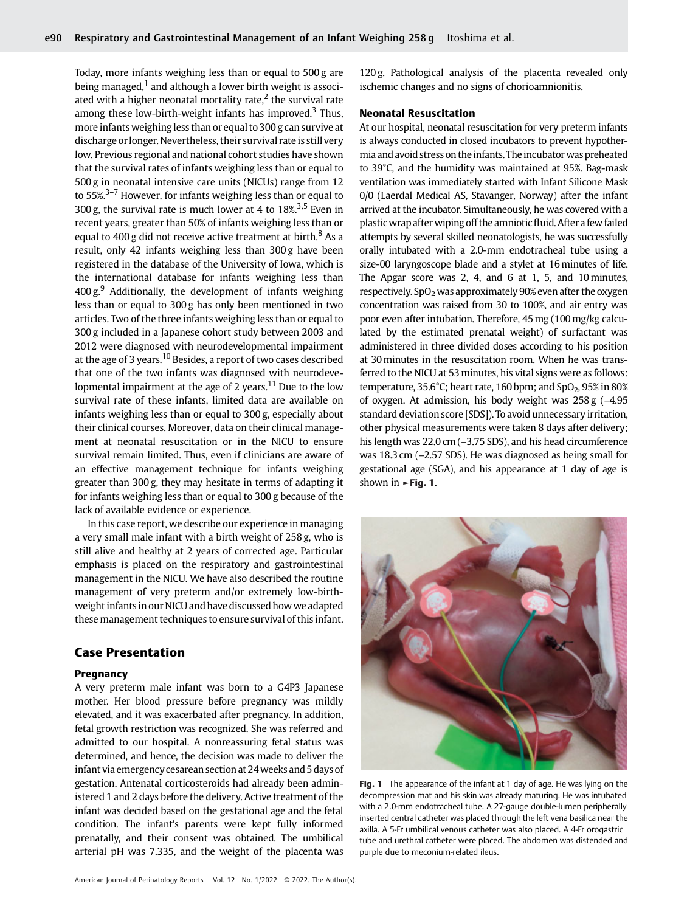Today, more infants weighing less than or equal to 500 g are being managed,[1] and although a lower birth weight is associated with a higher neonatal mortality rate,[2] the survival rate among these low-birth-weight infants has improved.[3] Thus, more infants weighing less than or equal to 300 g can survive at discharge or longer. Nevertheless, their survival rate is still very low. Previous regional and national cohort studies have shown that the survival rates of infants weighing less than or equal to 500 g in neonatal intensive care units (NICUs) range from 12 to 55%.[3–7] However, for infants weighing less than or equal to 300 g, the survival rate is much lower at 4 to 18%.[3,5] Even in recent years, greater than 50% of infants weighing less than or equal to 400 g did not receive active treatment at birth.[8] As a result, only 42 infants weighing less than 300 g have been registered in the database of the University of Iowa, which is the international database for infants weighing less than 400 g.[9] Additionally, the development of infants weighing less than or equal to 300 g has only been mentioned in two articles. Two of the three infants weighing less than or equal to 300 g included in a Japanese cohort study between 2003 and 2012 were diagnosed with neurodevelopmental impairment at the age of 3 years.[10] Besides, a report of two cases described that one of the two infants was diagnosed with neurodevelopmental impairment at the age of 2 years.[11] Due to the low survival rate of these infants, limited data are available on infants weighing less than or equal to 300 g, especially about their clinical courses. Moreover, data on their clinical management at neonatal resuscitation or in the NICU to ensure survival remain limited. Thus, even if clinicians are aware of an effective management technique for infants weighing greater than 300 g, they may hesitate in terms of adapting it for infants weighing less than or equal to 300 g because of the lack of available evidence or experience.

In this case report, we describe our experience in managing a very small male infant with a birth weight of 258 g, who is still alive and healthy at 2 years of corrected age. Particular emphasis is placed on the respiratory and gastrointestinal management in the NICU. We have also described the routine management of very preterm and/or extremely low-birth-weight infants in our NICU and have discussed how we adapted these management techniques to ensure survival of this infant.

## Case Presentation

### Pregnancy

A very preterm male infant was born to a G4P3 Japanese mother. Her blood pressure before pregnancy was mildly elevated, and it was exacerbated after pregnancy. In addition, fetal growth restriction was recognized. She was referred and admitted to our hospital. A nonreassuring fetal status was determined, and hence, the decision was made to deliver the infant via emergency cesarean section at 24 weeks and 5 days of gestation. Antenatal corticosteroids had already been administered 1 and 2 days before the delivery. Active treatment of the infant was decided based on the gestational age and the fetal condition. The infant's parents were kept fully informed prenatally, and their consent was obtained. The umbilical arterial pH was 7.335, and the weight of the placenta was 120 g. Pathological analysis of the placenta revealed only ischemic changes and no signs of chorioamnionitis.

### Neonatal Resuscitation

At our hospital, neonatal resuscitation for very preterm infants is always conducted in closed incubators to prevent hypothermia and avoid stress on the infants. The incubator was preheated to 39°C, and the humidity was maintained at 95%. Bag-mask ventilation was immediately started with Infant Silicone Mask 0/0 (Laerdal Medical AS, Stavanger, Norway) after the infant arrived at the incubator. Simultaneously, he was covered with a plastic wrap after wiping off the amniotic fluid. After a few failed attempts by several skilled neonatologists, he was successfully orally intubated with a 2.0-mm endotracheal tube using a size-00 laryngoscope blade and a stylet at 16 minutes of life. The Apgar score was 2, 4, and 6 at 1, 5, and 10 minutes, respectively. $SpO_2$ was approximately 90% even after the oxygen concentration was raised from 30 to 100%, and air entry was poor even after intubation. Therefore, 45 mg (100 mg/kg calculated by the estimated prenatal weight) of surfactant was administered in three divided doses according to his position at 30 minutes in the resuscitation room. When he was transferred to the NICU at 53 minutes, his vital signs were as follows: temperature, 35.6°C; heart rate, 160 bpm; and $SpO_2$, 95% in 80% of oxygen. At admission, his body weight was 258 g (−4.95 standard deviation score [SDS]). To avoid unnecessary irritation, other physical measurements were taken 8 days after delivery; his length was 22.0 cm (−3.75 SDS), and his head circumference was 18.3 cm (−2.57 SDS). He was diagnosed as being small for gestational age (SGA), and his appearance at 1 day of age is shown in ►Fig. 1.

**Fig. 1** The appearance of the infant at 1 day of age. He was lying on the decompression mat and his skin was already maturing. He was intubated with a 2.0-mm endotracheal tube. A 27-gauge double-lumen peripherally inserted central catheter was placed through the left vena basilica near the axilla. A 5-Fr umbilical venous catheter was also placed. A 4-Fr orogastric tube and urethral catheter were placed. The abdomen was distended and purple due to meconium-related ileus.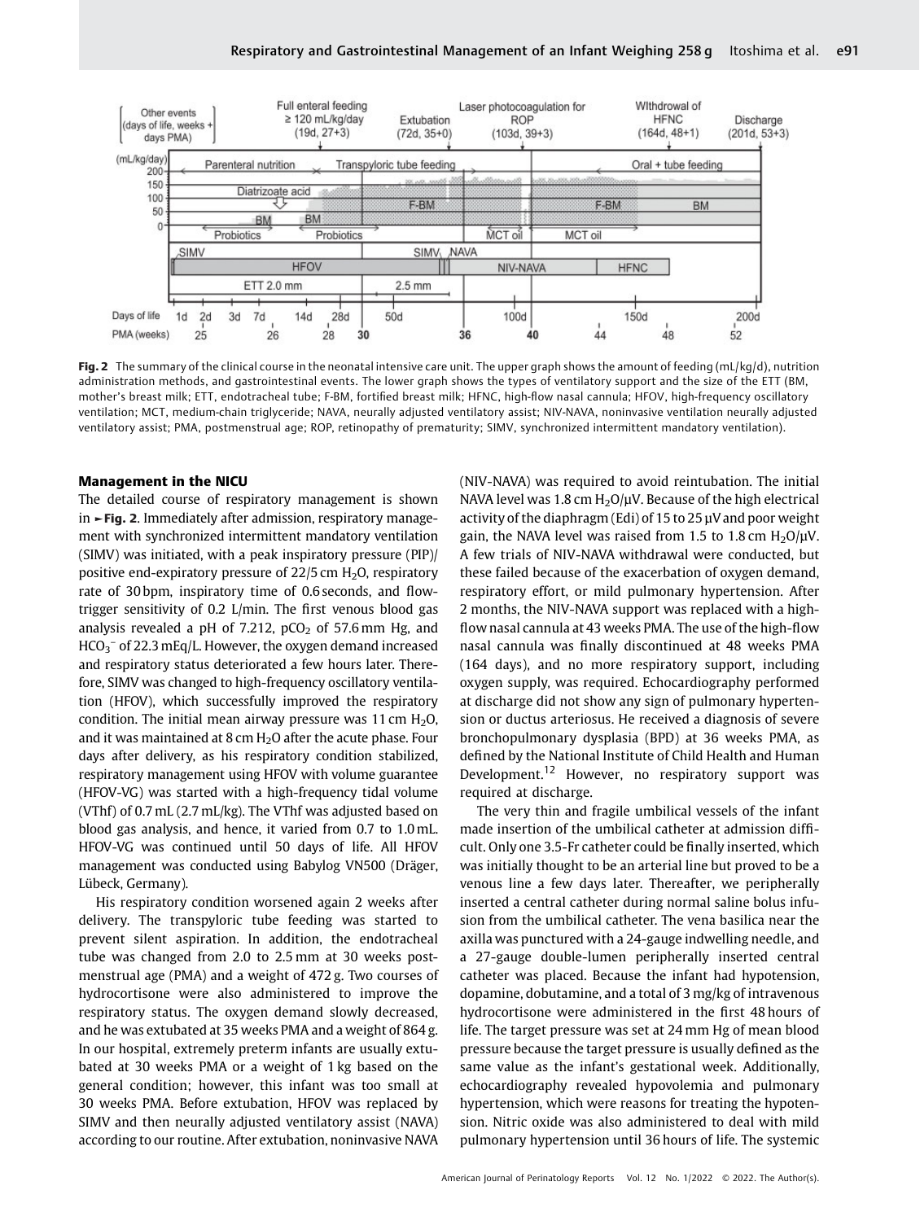**Fig. 2** The summary of the clinical course in the neonatal intensive care unit. The upper graph shows the amount of feeding (mL/kg/d), nutrition administration methods, and gastrointestinal events. The lower graph shows the types of ventilatory support and the size of the ETT (BM, mother's breast milk; ETT, endotracheal tube; F-BM, fortified breast milk; HFNC, high-flow nasal cannula; HFOV, high-frequency oscillatory ventilation; MCT, medium-chain triglyceride; NAVA, neurally adjusted ventilatory assist; NIV-NAVA, noninvasive ventilation neurally adjusted ventilatory assist; PMA, postmenstrual age; ROP, retinopathy of prematurity; SIMV, synchronized intermittent mandatory ventilation).

### Management in the NICU

The detailed course of respiratory management is shown in ►Fig. 2. Immediately after admission, respiratory management with synchronized intermittent mandatory ventilation (SIMV) was initiated, with a peak inspiratory pressure (PIP)/positive end-expiratory pressure of 22/5 cm $H_2O$, respiratory rate of 30 bpm, inspiratory time of 0.6 seconds, and flow-trigger sensitivity of 0.2 L/min. The first venous blood gas analysis revealed a pH of 7.212, $pCO_2$ of 57.6 mm Hg, and $HCO_3^-$ of 22.3 mEq/L. However, the oxygen demand increased and respiratory status deteriorated a few hours later. Therefore, SIMV was changed to high-frequency oscillatory ventilation (HFOV), which successfully improved the respiratory condition. The initial mean airway pressure was 11 cm $H_2O$, and it was maintained at 8 cm $H_2O$ after the acute phase. Four days after delivery, as his respiratory condition stabilized, respiratory management using HFOV with volume guarantee (HFOV-VG) was started with a high-frequency tidal volume (VThf) of 0.7 mL (2.7 mL/kg). The VThf was adjusted based on blood gas analysis, and hence, it varied from 0.7 to 1.0 mL. HFOV-VG was continued until 50 days of life. All HFOV management was conducted using Babylog VN500 (Dräger, Lübeck, Germany).

His respiratory condition worsened again 2 weeks after delivery. The transpyloric tube feeding was started to prevent silent aspiration. In addition, the endotracheal tube was changed from 2.0 to 2.5 mm at 30 weeks postmenstrual age (PMA) and a weight of 472 g. Two courses of hydrocortisone were also administered to improve the respiratory status. The oxygen demand slowly decreased, and he was extubated at 35 weeks PMA and a weight of 864 g. In our hospital, extremely preterm infants are usually extubated at 30 weeks PMA or a weight of 1 kg based on the general condition; however, this infant was too small at 30 weeks PMA. Before extubation, HFOV was replaced by SIMV and then neurally adjusted ventilatory assist (NAVA) according to our routine. After extubation, noninvasive NAVA (NIV-NAVA) was required to avoid reintubation. The initial NAVA level was 1.8 cm $H_2O/\mu V$. Because of the high electrical activity of the diaphragm (Edi) of 15 to 25 µV and poor weight gain, the NAVA level was raised from 1.5 to 1.8 cm $H_2O/\mu V$. A few trials of NIV-NAVA withdrawal were conducted, but these failed because of the exacerbation of oxygen demand, respiratory effort, or mild pulmonary hypertension. After 2 months, the NIV-NAVA support was replaced with a high-flow nasal cannula at 43 weeks PMA. The use of the high-flow nasal cannula was finally discontinued at 48 weeks PMA (164 days), and no more respiratory support, including oxygen supply, was required. Echocardiography performed at discharge did not show any sign of pulmonary hypertension or ductus arteriosus. He received a diagnosis of severe bronchopulmonary dysplasia (BPD) at 36 weeks PMA, as defined by the National Institute of Child Health and Human Development.[12] However, no respiratory support was required at discharge.

The very thin and fragile umbilical vessels of the infant made insertion of the umbilical catheter at admission difficult. Only one 3.5-Fr catheter could be finally inserted, which was initially thought to be an arterial line but proved to be a venous line a few days later. Thereafter, we peripherally inserted a central catheter during normal saline bolus infusion from the umbilical catheter. The vena basilica near the axilla was punctured with a 24-gauge indwelling needle, and a 27-gauge double-lumen peripherally inserted central catheter was placed. Because the infant had hypotension, dopamine, dobutamine, and a total of 3 mg/kg of intravenous hydrocortisone were administered in the first 48 hours of life. The target pressure was set at 24 mm Hg of mean blood pressure because the target pressure is usually defined as the same value as the infant's gestational week. Additionally, echocardiography revealed hypovolemia and pulmonary hypertension, which were reasons for treating the hypotension. Nitric oxide was also administered to deal with mild pulmonary hypertension until 36 hours of life. The systemic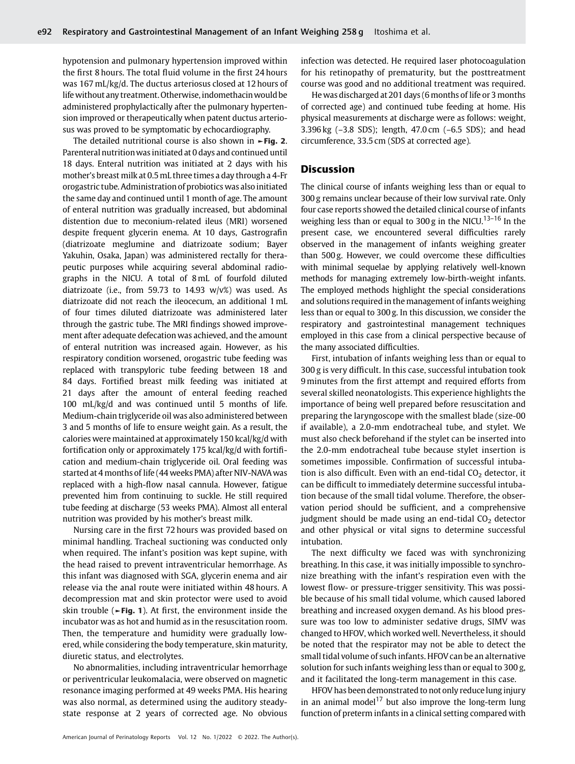hypotension and pulmonary hypertension improved within the first 8 hours. The total fluid volume in the first 24 hours was 167 mL/kg/d. The ductus arteriosus closed at 12 hours of life without any treatment. Otherwise, indomethacin would be administered prophylactically after the pulmonary hypertension improved or therapeutically when patent ductus arteriosus was proved to be symptomatic by echocardiography.

The detailed nutritional course is also shown in ►Fig. 2. Parenteral nutrition was initiated at 0 days and continued until 18 days. Enteral nutrition was initiated at 2 days with his mother's breast milk at 0.5 mL three times a day through a 4-Fr orogastric tube. Administration of probiotics was also initiated the same day and continued until 1 month of age. The amount of enteral nutrition was gradually increased, but abdominal distention due to meconium-related ileus (MRI) worsened despite frequent glycerin enema. At 10 days, Gastrografin (diatrizoate meglumine and diatrizoate sodium; Bayer Yakuhin, Osaka, Japan) was administered rectally for therapeutic purposes while acquiring several abdominal radiographs in the NICU. A total of 8 mL of fourfold diluted diatrizoate (i.e., from 59.73 to 14.93 w/v%) was used. As diatrizoate did not reach the ileocecum, an additional 1 mL of four times diluted diatrizoate was administered later through the gastric tube. The MRI findings showed improvement after adequate defecation was achieved, and the amount of enteral nutrition was increased again. However, as his respiratory condition worsened, orogastric tube feeding was replaced with transpyloric tube feeding between 18 and 84 days. Fortified breast milk feeding was initiated at 21 days after the amount of enteral feeding reached 100 mL/kg/d and was continued until 5 months of life. Medium-chain triglyceride oil was also administered between 3 and 5 months of life to ensure weight gain. As a result, the calories were maintained at approximately 150 kcal/kg/d with fortification only or approximately 175 kcal/kg/d with fortification and medium-chain triglyceride oil. Oral feeding was started at 4 months of life (44 weeks PMA) after NIV-NAVA was replaced with a high-flow nasal cannula. However, fatigue prevented him from continuing to suckle. He still required tube feeding at discharge (53 weeks PMA). Almost all enteral nutrition was provided by his mother's breast milk.

Nursing care in the first 72 hours was provided based on minimal handling. Tracheal suctioning was conducted only when required. The infant's position was kept supine, with the head raised to prevent intraventricular hemorrhage. As this infant was diagnosed with SGA, glycerin enema and air release via the anal route were initiated within 48 hours. A decompression mat and skin protector were used to avoid skin trouble (►Fig. 1). At first, the environment inside the incubator was as hot and humid as in the resuscitation room. Then, the temperature and humidity were gradually lowered, while considering the body temperature, skin maturity, diuretic status, and electrolytes.

No abnormalities, including intraventricular hemorrhage or periventricular leukomalacia, were observed on magnetic resonance imaging performed at 49 weeks PMA. His hearing was also normal, as determined using the auditory steady-state response at 2 years of corrected age. No obvious infection was detected. He required laser photocoagulation for his retinopathy of prematurity, but the posttreatment course was good and no additional treatment was required.

He was discharged at 201 days (6 months of life or 3 months of corrected age) and continued tube feeding at home. His physical measurements at discharge were as follows: weight, 3.396 kg (–3.8 SDS); length, 47.0 cm (–6.5 SDS); and head circumference, 33.5 cm (SDS at corrected age).

## Discussion

The clinical course of infants weighing less than or equal to 300 g remains unclear because of their low survival rate. Only four case reports showed the detailed clinical course of infants weighing less than or equal to 300 g in the NICU.[13–16] In the present case, we encountered several difficulties rarely observed in the management of infants weighing greater than 500 g. However, we could overcome these difficulties with minimal sequelae by applying relatively well-known methods for managing extremely low-birth-weight infants. The employed methods highlight the special considerations and solutions required in the management of infants weighing less than or equal to 300 g. In this discussion, we consider the respiratory and gastrointestinal management techniques employed in this case from a clinical perspective because of the many associated difficulties.

First, intubation of infants weighing less than or equal to 300 g is very difficult. In this case, successful intubation took 9 minutes from the first attempt and required efforts from several skilled neonatologists. This experience highlights the importance of being well prepared before resuscitation and preparing the laryngoscope with the smallest blade (size-00 if available), a 2.0-mm endotracheal tube, and stylet. We must also check beforehand if the stylet can be inserted into the 2.0-mm endotracheal tube because stylet insertion is sometimes impossible. Confirmation of successful intubation is also difficult. Even with an end-tidal $CO_2$ detector, it can be difficult to immediately determine successful intubation because of the small tidal volume. Therefore, the observation period should be sufficient, and a comprehensive judgment should be made using an end-tidal $CO_2$ detector and other physical or vital signs to determine successful intubation.

The next difficulty we faced was with synchronizing breathing. In this case, it was initially impossible to synchronize breathing with the infant's respiration even with the lowest flow- or pressure-trigger sensitivity. This was possible because of his small tidal volume, which caused labored breathing and increased oxygen demand. As his blood pressure was too low to administer sedative drugs, SIMV was changed to HFOV, which worked well. Nevertheless, it should be noted that the respirator may not be able to detect the small tidal volume of such infants. HFOV can be an alternative solution for such infants weighing less than or equal to 300 g, and it facilitated the long-term management in this case.

HFOV has been demonstrated to not only reduce lung injury in an animal model[17] but also improve the long-term lung function of preterm infants in a clinical setting compared with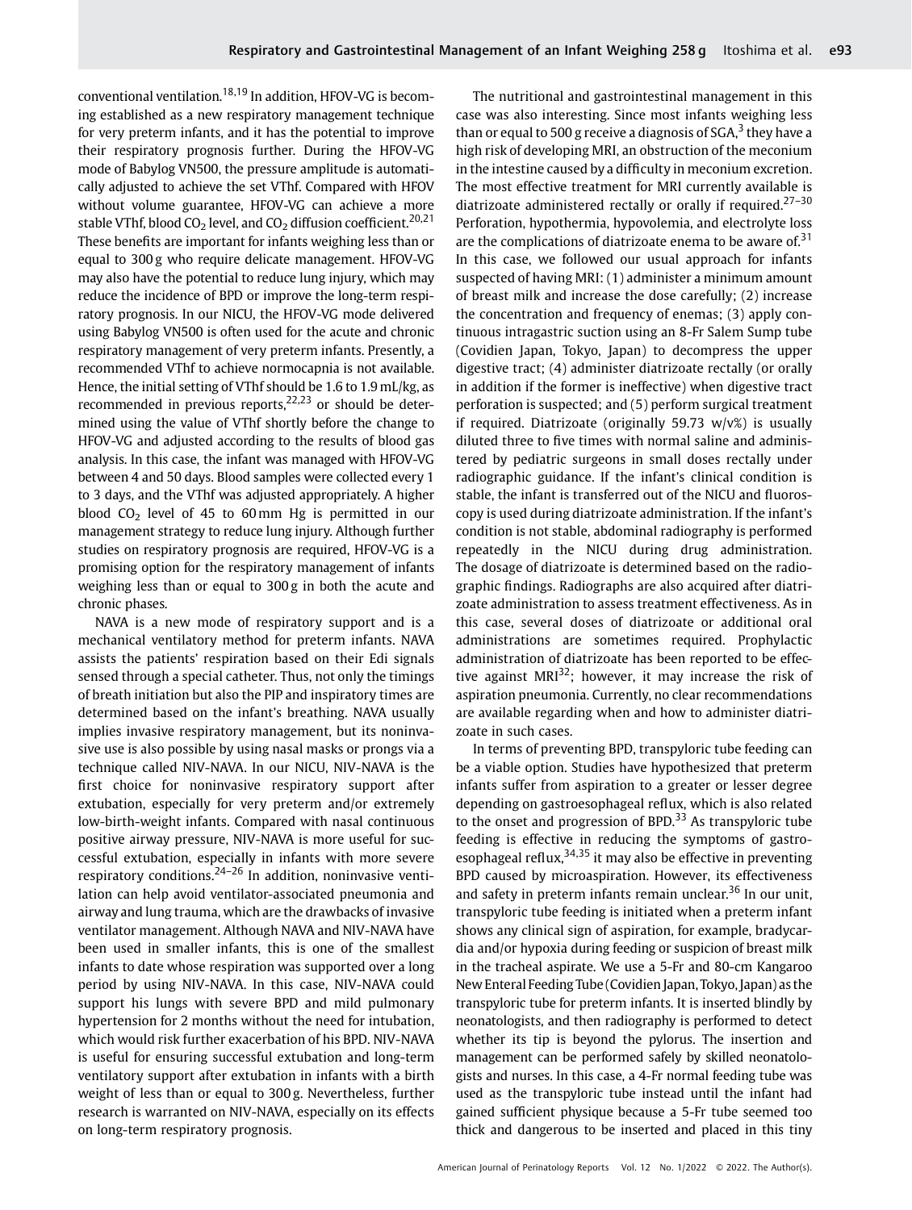conventional ventilation.[18,19] In addition, HFOV-VG is becoming established as a new respiratory management technique for very preterm infants, and it has the potential to improve their respiratory prognosis further. During the HFOV-VG mode of Babylog VN500, the pressure amplitude is automatically adjusted to achieve the set VThf. Compared with HFOV without volume guarantee, HFOV-VG can achieve a more stable VThf, blood $CO_2$ level, and $CO_2$ diffusion coefficient.[20,21] These benefits are important for infants weighing less than or equal to 300 g who require delicate management. HFOV-VG may also have the potential to reduce lung injury, which may reduce the incidence of BPD or improve the long-term respiratory prognosis. In our NICU, the HFOV-VG mode delivered using Babylog VN500 is often used for the acute and chronic respiratory management of very preterm infants. Presently, a recommended VThf to achieve normocapnia is not available. Hence, the initial setting of VThf should be 1.6 to 1.9 mL/kg, as recommended in previous reports,[22,23] or should be determined using the value of VThf shortly before the change to HFOV-VG and adjusted according to the results of blood gas analysis. In this case, the infant was managed with HFOV-VG between 4 and 50 days. Blood samples were collected every 1 to 3 days, and the VThf was adjusted appropriately. A higher blood $CO_2$ level of 45 to 60 mm Hg is permitted in our management strategy to reduce lung injury. Although further studies on respiratory prognosis are required, HFOV-VG is a promising option for the respiratory management of infants weighing less than or equal to 300 g in both the acute and chronic phases.

NAVA is a new mode of respiratory support and is a mechanical ventilatory method for preterm infants. NAVA assists the patients' respiration based on their Edi signals sensed through a special catheter. Thus, not only the timings of breath initiation but also the PIP and inspiratory times are determined based on the infant's breathing. NAVA usually implies invasive respiratory management, but its noninvasive use is also possible by using nasal masks or prongs via a technique called NIV-NAVA. In our NICU, NIV-NAVA is the first choice for noninvasive respiratory support after extubation, especially for very preterm and/or extremely low-birth-weight infants. Compared with nasal continuous positive airway pressure, NIV-NAVA is more useful for successful extubation, especially in infants with more severe respiratory conditions.[24–26] In addition, noninvasive ventilation can help avoid ventilator-associated pneumonia and airway and lung trauma, which are the drawbacks of invasive ventilator management. Although NAVA and NIV-NAVA have been used in smaller infants, this is one of the smallest infants to date whose respiration was supported over a long period by using NIV-NAVA. In this case, NIV-NAVA could support his lungs with severe BPD and mild pulmonary hypertension for 2 months without the need for intubation, which would risk further exacerbation of his BPD. NIV-NAVA is useful for ensuring successful extubation and long-term ventilatory support after extubation in infants with a birth weight of less than or equal to 300 g. Nevertheless, further research is warranted on NIV-NAVA, especially on its effects on long-term respiratory prognosis.

The nutritional and gastrointestinal management in this case was also interesting. Since most infants weighing less than or equal to 500 g receive a diagnosis of SGA,[3] they have a high risk of developing MRI, an obstruction of the meconium in the intestine caused by a difficulty in meconium excretion. The most effective treatment for MRI currently available is diatrizoate administered rectally or orally if required.[27–30] Perforation, hypothermia, hypovolemia, and electrolyte loss are the complications of diatrizoate enema to be aware of.[31] In this case, we followed our usual approach for infants suspected of having MRI: (1) administer a minimum amount of breast milk and increase the dose carefully; (2) increase the concentration and frequency of enemas; (3) apply continuous intragastric suction using an 8-Fr Salem Sump tube (Covidien Japan, Tokyo, Japan) to decompress the upper digestive tract; (4) administer diatrizoate rectally (or orally in addition if the former is ineffective) when digestive tract perforation is suspected; and (5) perform surgical treatment if required. Diatrizoate (originally 59.73 w/v%) is usually diluted three to five times with normal saline and administered by pediatric surgeons in small doses rectally under radiographic guidance. If the infant's clinical condition is stable, the infant is transferred out of the NICU and fluoroscopy is used during diatrizoate administration. If the infant's condition is not stable, abdominal radiography is performed repeatedly in the NICU during drug administration. The dosage of diatrizoate is determined based on the radiographic findings. Radiographs are also acquired after diatrizoate administration to assess treatment effectiveness. As in this case, several doses of diatrizoate or additional oral administrations are sometimes required. Prophylactic administration of diatrizoate has been reported to be effective against MRI[32]; however, it may increase the risk of aspiration pneumonia. Currently, no clear recommendations are available regarding when and how to administer diatrizoate in such cases.

In terms of preventing BPD, transpyloric tube feeding can be a viable option. Studies have hypothesized that preterm infants suffer from aspiration to a greater or lesser degree depending on gastroesophageal reflux, which is also related to the onset and progression of BPD.[33] As transpyloric tube feeding is effective in reducing the symptoms of gastroesophageal reflux,[34,35] it may also be effective in preventing BPD caused by microaspiration. However, its effectiveness and safety in preterm infants remain unclear.[36] In our unit, transpyloric tube feeding is initiated when a preterm infant shows any clinical sign of aspiration, for example, bradycardia and/or hypoxia during feeding or suspicion of breast milk in the tracheal aspirate. We use a 5-Fr and 80-cm Kangaroo New Enteral Feeding Tube (Covidien Japan, Tokyo, Japan) as the transpyloric tube for preterm infants. It is inserted blindly by neonatologists, and then radiography is performed to detect whether its tip is beyond the pylorus. The insertion and management can be performed safely by skilled neonatologists and nurses. In this case, a 4-Fr normal feeding tube was used as the transpyloric tube instead until the infant had gained sufficient physique because a 5-Fr tube seemed too thick and dangerous to be inserted and placed in this tiny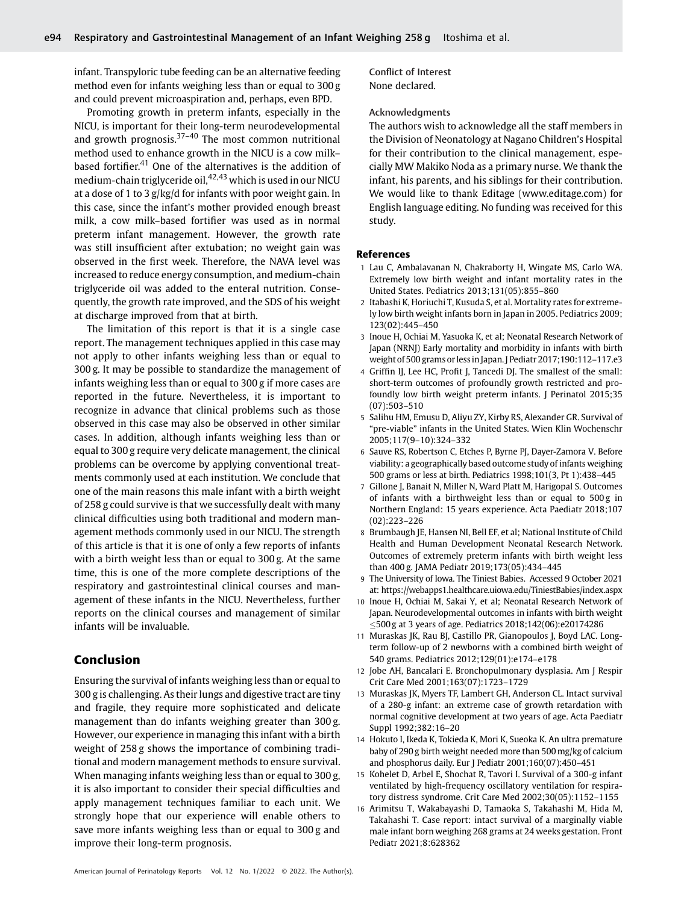infant. Transpyloric tube feeding can be an alternative feeding method even for infants weighing less than or equal to 300 g and could prevent microaspiration and, perhaps, even BPD.

Promoting growth in preterm infants, especially in the NICU, is important for their long-term neurodevelopmental and growth prognosis.[37–40] The most common nutritional method used to enhance growth in the NICU is a cow milk–based fortifier.[41] One of the alternatives is the addition of medium-chain triglyceride oil,[42,43] which is used in our NICU at a dose of 1 to 3 g/kg/d for infants with poor weight gain. In this case, since the infant's mother provided enough breast milk, a cow milk–based fortifier was used as in normal preterm infant management. However, the growth rate was still insufficient after extubation; no weight gain was observed in the first week. Therefore, the NAVA level was increased to reduce energy consumption, and medium-chain triglyceride oil was added to the enteral nutrition. Consequently, the growth rate improved, and the SDS of his weight at discharge improved from that at birth.

The limitation of this report is that it is a single case report. The management techniques applied in this case may not apply to other infants weighing less than or equal to 300 g. It may be possible to standardize the management of infants weighing less than or equal to 300 g if more cases are reported in the future. Nevertheless, it is important to recognize in advance that clinical problems such as those observed in this case may also be observed in other similar cases. In addition, although infants weighing less than or equal to 300 g require very delicate management, the clinical problems can be overcome by applying conventional treatments commonly used at each institution. We conclude that one of the main reasons this male infant with a birth weight of 258 g could survive is that we successfully dealt with many clinical difficulties using both traditional and modern management methods commonly used in our NICU. The strength of this article is that it is one of only a few reports of infants with a birth weight less than or equal to 300 g. At the same time, this is one of the more complete descriptions of the respiratory and gastrointestinal clinical courses and management of these infants in the NICU. Nevertheless, further reports on the clinical courses and management of similar infants will be invaluable.

## Conclusion

Ensuring the survival of infants weighing less than or equal to 300 g is challenging. As their lungs and digestive tract are tiny and fragile, they require more sophisticated and delicate management than do infants weighing greater than 300 g. However, our experience in managing this infant with a birth weight of 258 g shows the importance of combining traditional and modern management methods to ensure survival. When managing infants weighing less than or equal to 300 g, it is also important to consider their special difficulties and apply management techniques familiar to each unit. We strongly hope that our experience will enable others to save more infants weighing less than or equal to 300 g and improve their long-term prognosis.

**Conflict of Interest**
None declared.

**Acknowledgments**
The authors wish to acknowledge all the staff members in the Division of Neonatology at Nagano Children's Hospital for their contribution to the clinical management, especially MW Makiko Noda as a primary nurse. We thank the infant, his parents, and his siblings for their contribution. We would like to thank Editage (www.editage.com) for English language editing. No funding was received for this study.

## References

1. Lau C, Ambalavanan N, Chakraborty H, Wingate MS, Carlo WA. Extremely low birth weight and infant mortality rates in the United States. Pediatrics 2013;131(05):855–860
2. Itabashi K, Horiuchi T, Kusuda S, et al. Mortality rates for extremely low birth weight infants born in Japan in 2005. Pediatrics 2009; 123(02):445–450
3. Inoue H, Ochiai M, Yasuoka K, et al; Neonatal Research Network of Japan (NRNJ) Early mortality and morbidity in infants with birth weight of 500 grams or less in Japan. J Pediatr 2017;190:112–117.e3
4. Griffin IJ, Lee HC, Profit J, Tancedi DJ. The smallest of the small: short-term outcomes of profoundly growth restricted and profoundly low birth weight preterm infants. J Perinatol 2015;35 (07):503–510
5. Salihu HM, Emusu D, Aliyu ZY, Kirby RS, Alexander GR. Survival of "pre-viable" infants in the United States. Wien Klin Wochenschr 2005;117(9–10):324–332
6. Sauve RS, Robertson C, Etches P, Byrne PJ, Dayer-Zamora V. Before viability: a geographically based outcome study of infants weighing 500 grams or less at birth. Pediatrics 1998;101(3, Pt 1):438–445
7. Gillone J, Banait N, Miller N, Ward Platt M, Harigopal S. Outcomes of infants with a birthweight less than or equal to 500 g in Northern England: 15 years experience. Acta Paediatr 2018;107 (02):223–226
8. Brumbaugh JE, Hansen NI, Bell EF, et al; National Institute of Child Health and Human Development Neonatal Research Network. Outcomes of extremely preterm infants with birth weight less than 400 g. JAMA Pediatr 2019;173(05):434–445
9. The University of Iowa. The Tiniest Babies. Accessed 9 October 2021 at: https://webapps1.healthcare.uiowa.edu/TiniestBabies/index.aspx
10. Inoue H, Ochiai M, Sakai Y, et al; Neonatal Research Network of Japan. Neurodevelopmental outcomes in infants with birth weight ≤500 g at 3 years of age. Pediatrics 2018;142(06):e20174286
11. Muraskas JK, Rau BJ, Castillo PR, Gianopoulos J, Boyd LAC. Long-term follow-up of 2 newborns with a combined birth weight of 540 grams. Pediatrics 2012;129(01):e174–e178
12. Jobe AH, Bancalari E. Bronchopulmonary dysplasia. Am J Respir Crit Care Med 2001;163(07):1723–1729
13. Muraskas JK, Myers TF, Lambert GH, Anderson CL. Intact survival of a 280-g infant: an extreme case of growth retardation with normal cognitive development at two years of age. Acta Paediatr Suppl 1992;382:16–20
14. Hokuto I, Ikeda K, Tokieda K, Mori K, Sueoka K. An ultra premature baby of 290 g birth weight needed more than 500 mg/kg of calcium and phosphorus daily. Eur J Pediatr 2001;160(07):450–451
15. Kohelet D, Arbel E, Shochat R, Tavori I. Survival of a 300-g infant ventilated by high-frequency oscillatory ventilation for respiratory distress syndrome. Crit Care Med 2002;30(05):1152–1155
16. Arimitsu T, Wakabayashi D, Tamaoka S, Takahashi M, Hida M, Takahashi T. Case report: intact survival of a marginally viable male infant born weighing 268 grams at 24 weeks gestation. Front Pediatr 2021;8:628362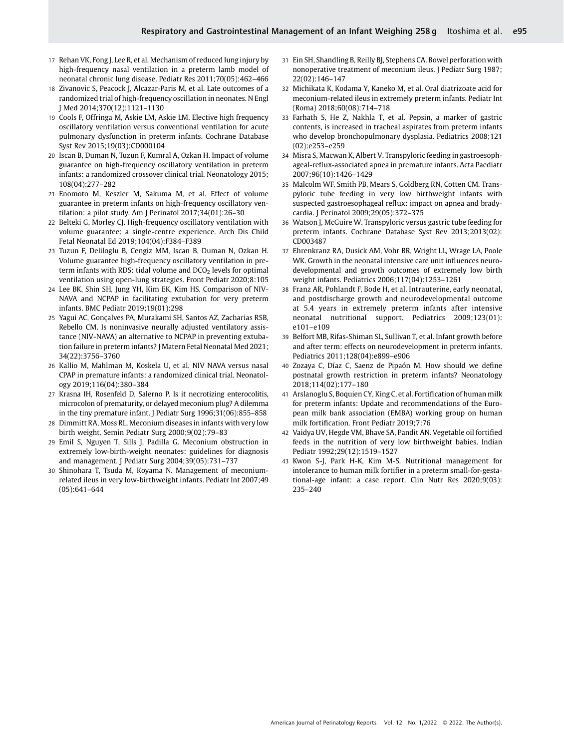17 Rehan VK, Fong J, Lee R, et al. Mechanism of reduced lung injury by high-frequency nasal ventilation in a preterm lamb model of neonatal chronic lung disease. Pediatr Res 2011;70(05):462–466

18 Zivanovic S, Peacock J, Alcazar-Paris M, et al. Late outcomes of a randomized trial of high-frequency oscillation in neonates. N Engl J Med 2014;370(12):1121–1130

19 Cools F, Offringa M, Askie LM, Askie LM. Elective high frequency oscillatory ventilation versus conventional ventilation for acute pulmonary dysfunction in preterm infants. Cochrane Database Syst Rev 2015;19(03):CD000104

20 Iscan B, Duman N, Tuzun F, Kumral A, Ozkan H. Impact of volume guarantee on high-frequency oscillatory ventilation in preterm infants: a randomized crossover clinical trial. Neonatology 2015; 108(04):277–282

21 Enomoto M, Keszler M, Sakuma M, et al. Effect of volume guarantee in preterm infants on high-frequency oscillatory ventilation: a pilot study. Am J Perinatol 2017;34(01):26–30

22 Belteki G, Morley CJ. High-frequency oscillatory ventilation with volume guarantee: a single-centre experience. Arch Dis Child Fetal Neonatal Ed 2019;104(04):F384–F389

23 Tuzun F, Deliloglu B, Cengiz MM, Iscan B, Duman N, Ozkan H. Volume guarantee high-frequency oscillatory ventilation in preterm infants with RDS: tidal volume and $DCO_2$ levels for optimal ventilation using open-lung strategies. Front Pediatr 2020;8:105

24 Lee BK, Shin SH, Jung YH, Kim EK, Kim HS. Comparison of NIV-NAVA and NCPAP in facilitating extubation for very preterm infants. BMC Pediatr 2019;19(01):298

25 Yagui AC, Gonçalves PA, Murakami SH, Santos AZ, Zacharias RSB, Rebello CM. Is noninvasive neurally adjusted ventilatory assistance (NIV-NAVA) an alternative to NCPAP in preventing extubation failure in preterm infants? J Matern Fetal Neonatal Med 2021; 34(22):3756–3760

26 Kallio M, Mahlman M, Koskela U, et al. NIV NAVA versus nasal CPAP in premature infants: a randomized clinical trial. Neonatology 2019;116(04):380–384

27 Krasna IH, Rosenfeld D, Salerno P. Is it necrotizing enterocolitis, microcolon of prematurity, or delayed meconium plug? A dilemma in the tiny premature infant. J Pediatr Surg 1996;31(06):855–858

28 Dimmitt RA, Moss RL. Meconium diseases in infants with very low birth weight. Semin Pediatr Surg 2000;9(02):79–83

29 Emil S, Nguyen T, Sills J, Padilla G. Meconium obstruction in extremely low-birth-weight neonates: guidelines for diagnosis and management. J Pediatr Surg 2004;39(05):731–737

30 Shinohara T, Tsuda M, Koyama N. Management of meconium-related ileus in very low-birthweight infants. Pediatr Int 2007;49 (05):641–644

31 Ein SH, Shandling B, Reilly BJ, Stephens CA. Bowel perforation with nonoperative treatment of meconium ileus. J Pediatr Surg 1987; 22(02):146–147

32 Michikata K, Kodama Y, Kaneko M, et al. Oral diatrizoate acid for meconium-related ileus in extremely preterm infants. Pediatr Int (Roma) 2018;60(08):714–718

33 Farhath S, He Z, Nakhla T, et al. Pepsin, a marker of gastric contents, is increased in tracheal aspirates from preterm infants who develop bronchopulmonary dysplasia. Pediatrics 2008;121 (02):e253–e259

34 Misra S, Macwan K, Albert V. Transpyloric feeding in gastroesophageal-reflux-associated apnea in premature infants. Acta Paediatr 2007;96(10):1426–1429

35 Malcolm WF, Smith PB, Mears S, Goldberg RN, Cotten CM. Transpyloric tube feeding in very low birthweight infants with suspected gastroesophageal reflux: impact on apnea and bradycardia. J Perinatol 2009;29(05):372–375

36 Watson J, McGuire W. Transpyloric versus gastric tube feeding for preterm infants. Cochrane Database Syst Rev 2013;2013(02): CD003487

37 Ehrenkranz RA, Dusick AM, Vohr BR, Wright LL, Wrage LA, Poole WK. Growth in the neonatal intensive care unit influences neurodevelopmental and growth outcomes of extremely low birth weight infants. Pediatrics 2006;117(04):1253–1261

38 Franz AR, Pohlandt F, Bode H, et al. Intrauterine, early neonatal, and postdischarge growth and neurodevelopmental outcome at 5.4 years in extremely preterm infants after intensive neonatal nutritional support. Pediatrics 2009;123(01): e101–e109

39 Belfort MB, Rifas-Shiman SL, Sullivan T, et al. Infant growth before and after term: effects on neurodevelopment in preterm infants. Pediatrics 2011;128(04):e899–e906

40 Zozaya C, Díaz C, Saenz de Pipaón M. How should we define postnatal growth restriction in preterm infants? Neonatology 2018;114(02):177–180

41 Arslanoglu S, Boquien CY, King C, et al. Fortification of human milk for preterm infants: Update and recommendations of the European milk bank association (EMBA) working group on human milk fortification. Front Pediatr 2019;7:76

42 Vaidya UV, Hegde VM, Bhave SA, Pandit AN. Vegetable oil fortified feeds in the nutrition of very low birthweight babies. Indian Pediatr 1992;29(12):1519–1527

43 Kwon S-J, Park H-K, Kim M-S. Nutritional management for intolerance to human milk fortifier in a preterm small-for-gestational-age infant: a case report. Clin Nutr Res 2020;9(03): 235–240